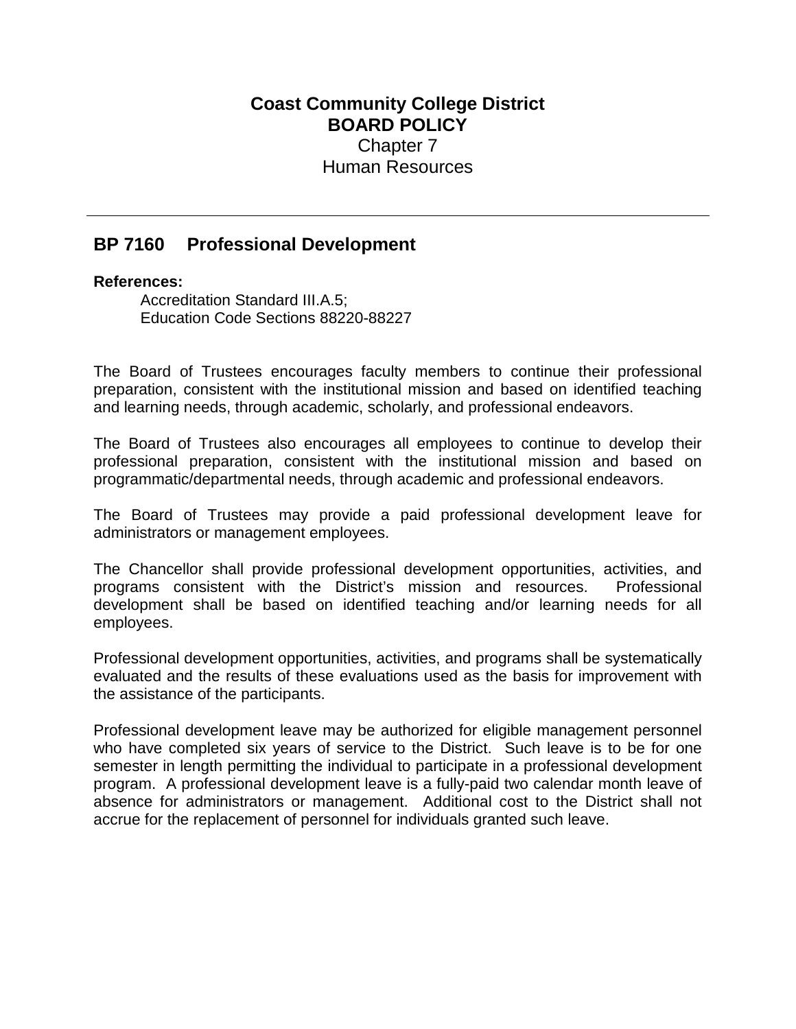# Coast Community College District
## BOARD POLICY
Chapter 7
Human Resources

---

## BP 7160 Professional Development

**References:**

Accreditation Standard III.A.5;
Education Code Sections 88220-88227

The Board of Trustees encourages faculty members to continue their professional preparation, consistent with the institutional mission and based on identified teaching and learning needs, through academic, scholarly, and professional endeavors.

The Board of Trustees also encourages all employees to continue to develop their professional preparation, consistent with the institutional mission and based on programmatic/departmental needs, through academic and professional endeavors.

The Board of Trustees may provide a paid professional development leave for administrators or management employees.

The Chancellor shall provide professional development opportunities, activities, and programs consistent with the District's mission and resources. Professional development shall be based on identified teaching and/or learning needs for all employees.

Professional development opportunities, activities, and programs shall be systematically evaluated and the results of these evaluations used as the basis for improvement with the assistance of the participants.

Professional development leave may be authorized for eligible management personnel who have completed six years of service to the District. Such leave is to be for one semester in length permitting the individual to participate in a professional development program. A professional development leave is a fully-paid two calendar month leave of absence for administrators or management. Additional cost to the District shall not accrue for the replacement of personnel for individuals granted such leave.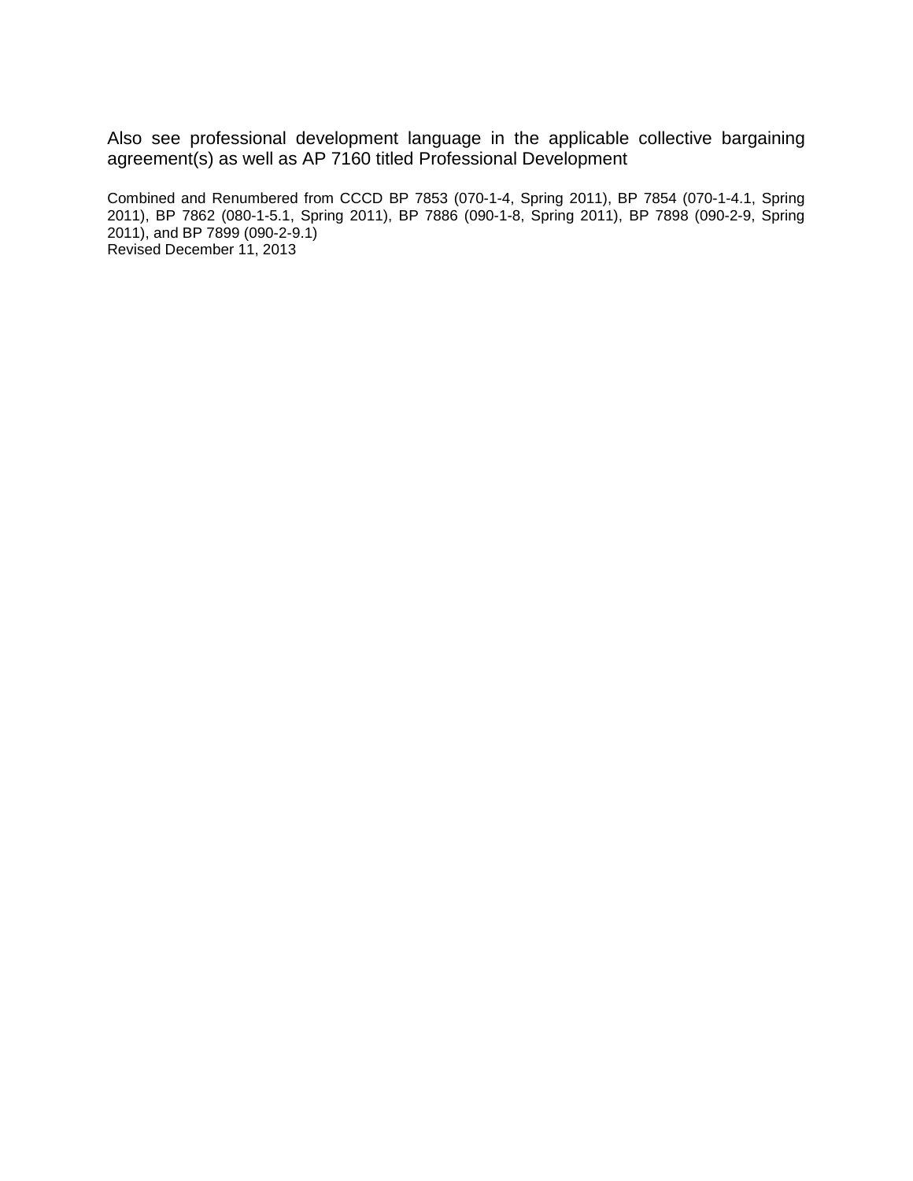Also see professional development language in the applicable collective bargaining agreement(s) as well as AP 7160 titled Professional Development

Combined and Renumbered from CCCD BP 7853 (070-1-4, Spring 2011), BP 7854 (070-1-4.1, Spring 2011), BP 7862 (080-1-5.1, Spring 2011), BP 7886 (090-1-8, Spring 2011), BP 7898 (090-2-9, Spring 2011), and BP 7899 (090-2-9.1)
Revised December 11, 2013